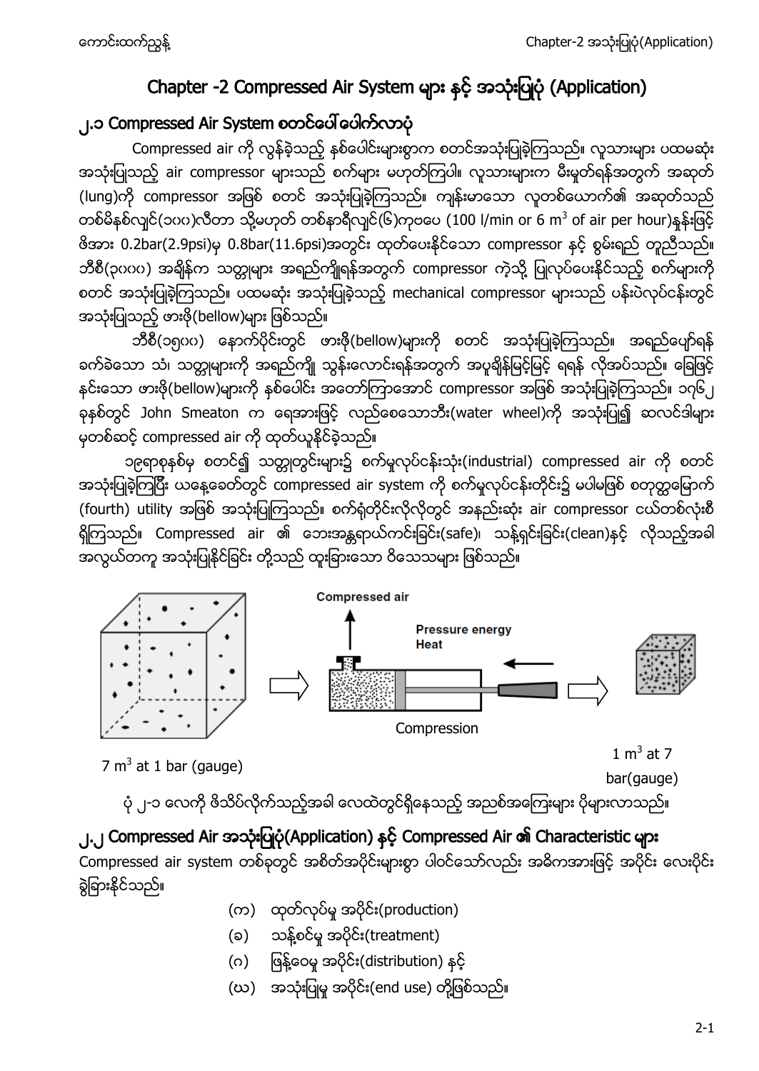# Chapter -2 Compressed Air System များ နှင့် အသုံးပြုပုံ (Application)

## ၂.၁ Compressed Air System စတင်ပေါ်ပေါက်လာပုံ

Compressed air ကို လွန်ခဲ့သည့် နှစ်ပေါင်းများစွာက စတင်အသုံးပြုခဲ့ကြသည်။ လူသားများ ပထမဆုံး အသုံးပြုခဲ့သည့် air compressor များသည် စက်များ မဟုတ်ကြပါ။ လူသားများက မီးမှုတ်ရန်အတွက် အဆုတ် (lung)ကို compressor အဖြစ် စတင် အသုံးပြုခဲ့ကြသည်။ ကျန်းမာသော လူတစ်ယောက်၏ အဆုတ်သည် တစ်မိနစ်လျှင်(၁၀၀)လီတာ သို့မဟုတ် တစ်နာရီလျှင်(၆)ကုဗပေ (100 l/min or 6 $m^3$ of air per hour)နှုန်းဖြင့် ဖိအား 0.2bar(2.9psi)မှ 0.8bar(11.6psi)အတွင်း ထုတ်ပေးနိုင်သော compressor နှင့် စွမ်းရည် တူညီသည်။ ဘီစီ(၃၀၀၀) အချိန်က သတ္တုများ အရည်ကျိုရန်အတွက် compressor ကဲ့သို့ ပြုလုပ်ပေးနိုင်သည့် စက်များကို စတင် အသုံးပြုခဲ့ကြသည်။ ပထမဆုံး အသုံးပြုခဲ့သည့် mechanical compressor များသည် ပန်းပဲလုပ်ငန်းတွင် အသုံးပြုသည့် ဖားဖို(bellow)များ ဖြစ်သည်။

ဘီစီ(၁၅၀၀) နောက်ပိုင်းတွင် ဖားဖို(bellow)များကို စတင် အသုံးပြုခဲ့ကြသည်။ အရည်ပျော်ရန် ခက်ခဲသော သံ၊ သတ္တုများကို အရည်ကျို သွန်းလောင်းရန်အတွက် အပူချိန်မြင့်မြင့် ရရန် လိုအပ်သည်။ ခြေဖြင့် နင်းသော ဖားဖို(bellow)များကို နှစ်ပေါင်း အတော်ကြာအောင် compressor အဖြစ် အသုံးပြုခဲ့ကြသည်။ ၁၇၆၂ ခုနှစ်တွင် John Smeaton က ရေအားဖြင့် လည်စေသောဘီး(water wheel)ကို အသုံးပြု၍ ဆလင်ဒါများ မှတစ်ဆင့် compressed air ကို ထုတ်ယူနိုင်ခဲ့သည်။

၁၉ရာစုနှစ်မှ စတင်၍ သတ္တုတွင်းများ၌ စက်မှုလုပ်ငန်းသုံး(industrial) compressed air ကို စတင် အသုံးပြုခဲ့ကြပြီး ယနေ့ခေတ်တွင် compressed air system ကို စက်မှုလုပ်ငန်းတိုင်း၌ မပါမဖြစ် စတုတ္ထမြောက် (fourth) utility အဖြစ် အသုံးပြုကြသည်။ စက်ရုံတိုင်းလိုလိုတွင် အနည်းဆုံး air compressor ငယ်တစ်လုံးစီ ရှိကြသည်။ Compressed air ၏ ဘေးအန္တရာယ်ကင်းခြင်း(safe)၊ သန့်ရှင်းခြင်း(clean)နှင့် လိုသည့်အခါ အလွယ်တကူ အသုံးပြုနိုင်ခြင်း တို့သည် ထူးခြားသော ဝိသေသများ ဖြစ်သည်။

7 $m^3$ at 1 bar (gauge) → Compression (Compressed air, Pressure energy, Heat) → 1 $m^3$ at 7 bar(gauge)

ပုံ ၂-၁ လေကို ဖိသိပ်လိုက်သည့်အခါ လေထဲတွင်ရှိနေသည့် အညစ်အကြေးများ ပိုများလာသည်။

## ၂.၂ Compressed Air အသုံးပြုပုံ(Application) နှင့် Compressed Air ၏ Characteristic များ

Compressed air system တစ်ခုတွင် အစိတ်အပိုင်းများစွာ ပါဝင်သော်လည်း အဓိကအားဖြင့် အပိုင်း လေးပိုင်း ခွဲခြားနိုင်သည်။

- (က) ထုတ်လုပ်မှု အပိုင်း(production)
- (ခ) သန့်စင်မှု အပိုင်း(treatment)
- (ဂ) ဖြန့်ဝေမှု အပိုင်း(distribution) နှင့်
- (ဃ) အသုံးပြုမှု အပိုင်း(end use) တို့ဖြစ်သည်။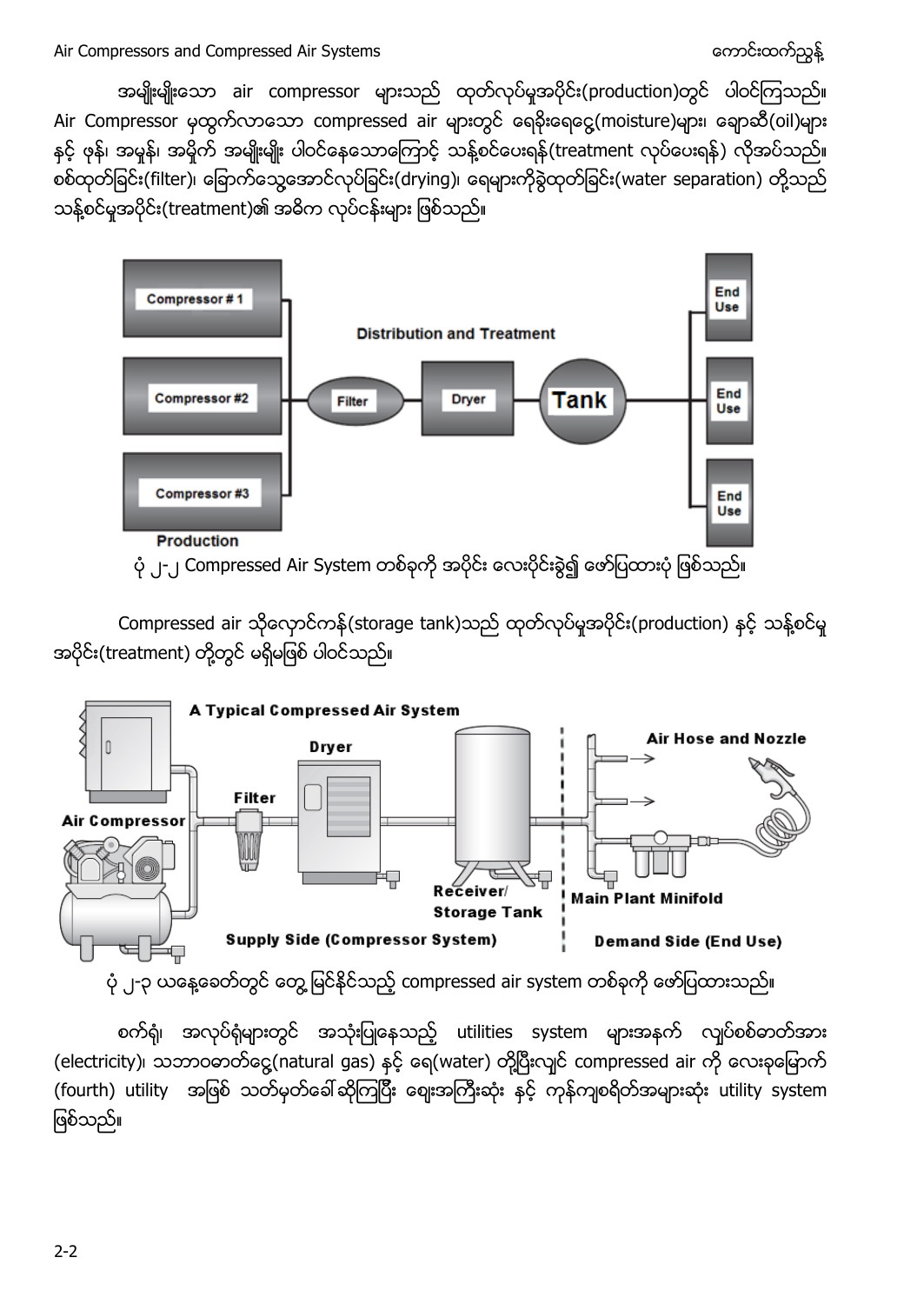အမျိုးမျိုးသော air compressor များသည် ထုတ်လုပ်မှုအပိုင်း(production)တွင် ပါဝင်ကြသည်။ Air Compressor မှထွက်လာသော compressed air များတွင် ရေခိုးရေငွေ့(moisture)များ၊ ချောဆီ(oil)များ နှင့် ဖုန်၊ အမှုန်၊ အမှိုက် အမျိုးမျိုး ပါဝင်နေသောကြောင့် သန့်စင်ပေးရန်(treatment လုပ်ပေးရန်) လိုအပ်သည်။ စစ်ထုတ်ခြင်း(filter)၊ ခြောက်သွေ့အောင်လုပ်ခြင်း(drying)၊ ရေများကိုခွဲထုတ်ခြင်း(water separation) တို့သည် သန့်စင်မှုအပိုင်း(treatment)၏ အဓိက လုပ်ငန်းများ ဖြစ်သည်။

ပုံ ၂-၂ Compressed Air System တစ်ခုကို အပိုင်း လေးပိုင်းခွဲ၍ ဖော်ပြထားပုံ ဖြစ်သည်။

Compressed air သိုလှောင်ကန်(storage tank)သည် ထုတ်လုပ်မှုအပိုင်း(production) နှင့် သန့်စင်မှု အပိုင်း(treatment) တို့တွင် မရှိမဖြစ် ပါဝင်သည်။

ပုံ ၂-၃ ယနေ့ခေတ်တွင် တွေ့မြင်နိုင်သည့် compressed air system တစ်ခုကို ဖော်ပြထားသည်။

စက်ရုံ၊ အလုပ်ရုံများတွင် အသုံးပြုနေသည့် utilities system များအနက် လျှပ်စစ်ဓာတ်အား (electricity)၊ သဘာဝဓာတ်ငွေ့(natural gas) နှင့် ရေ(water) တို့ပြီးလျှင် compressed air ကို လေးခုမြောက် (fourth) utility အဖြစ် သတ်မှတ်ခေါ်ဆိုကြပြီး ဈေးအကြီးဆုံး နှင့် ကုန်ကျစရိတ်အများဆုံး utility system ဖြစ်သည်။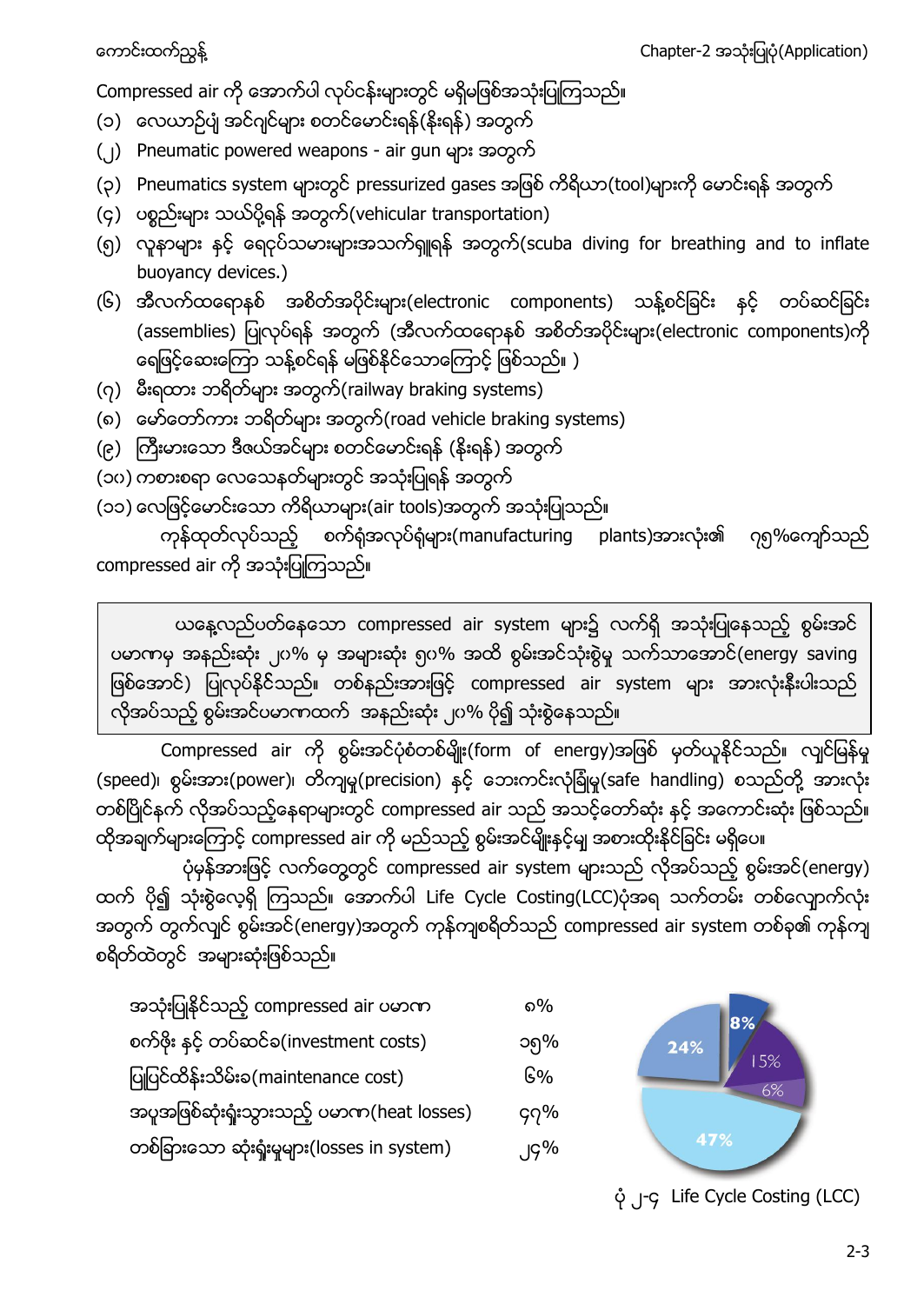Compressed air ကို အောက်ပါ လုပ်ငန်းများတွင် မရှိမဖြစ်အသုံးပြုကြသည်။

(၁) လေယာဉ်ပျံ အင်ဂျင်များ စတင်မောင်းနှင်(နိုးရန်) အတွက်
(၂) Pneumatic powered weapons - air gun များ အတွက်
(၃) Pneumatics system များတွင် pressurized gases အဖြစ် ကိရိယာ(tool)များကို မောင်းရန် အတွက်
(၄) ပစ္စည်းများ သယ်ပို့ရန် အတွက်(vehicular transportation)
(၅) လူနာများ နှင့် ရေငုပ်သမားများအသက်ရှူရန် အတွက်(scuba diving for breathing and to inflate buoyancy devices.)
(၆) အီလက်ထရောနစ် အစိတ်အပိုင်းများ(electronic components) သန့်စင်ခြင်း နှင့် တပ်ဆင်ခြင်း (assemblies) ပြုလုပ်ရန် အတွက် (အီလက်ထရောနစ် အစိတ်အပိုင်းများ(electronic components)ကို ရေဖြင့်ဆေးကြော သန့်စင်ရန် မဖြစ်နိုင်သောကြောင့် ဖြစ်သည်။ )
(၇) မီးရထား ဘရိတ်များ အတွက်(railway braking systems)
(၈) မော်တော်ကား ဘရိတ်များ အတွက်(road vehicle braking systems)
(၉) ကြီးမားသော ဒီဇယ်အင်ဂျင်များ စတင်မောင်းရန် (နိုးရန်) အတွက်
(၁၀) ကစားစရာ လေသေနတ်များတွင် အသုံးပြုရန် အတွက်
(၁၁) လေဖြင့်မောင်းသော ကိရိယာများ(air tools)အတွက် အသုံးပြုသည်။

ကုန်ထုတ်လုပ်သည့် စက်ရုံအလုပ်ရုံများ(manufacturing plants)အားလုံး၏ ၇၅%ကျော်သည် compressed air ကို အသုံးပြုကြသည်။

> ယနေ့လည်ပတ်နေသော compressed air system များ၌ လက်ရှိ အသုံးပြုနေသည့် စွမ်းအင် ပမာဏမှ အနည်းဆုံး ၂၀% မှ အများဆုံး ၅၀% အထိ စွမ်းအင်သုံးစွဲမှု သက်သာအောင်(energy saving ဖြစ်အောင်) ပြုလုပ်နိုင်သည်။ တစ်နည်းအားဖြင့် compressed air system များ အားလုံးနီးပါးသည် လိုအပ်သည့် စွမ်းအင်ပမာဏထက် အနည်းဆုံး ၂၀% ပို၍ သုံးစွဲနေသည်။

Compressed air ကို စွမ်းအင်ပုံစံတစ်မျိုး(form of energy)အဖြစ် မှတ်ယူနိုင်သည်။ လျင်မြန်မှု (speed)၊ စွမ်းအား(power)၊ တိကျမှု(precision) နှင့် ဘေးကင်းလုံခြုံမှု(safe handling) စသည်တို့ အားလုံး တစ်ပြိုင်နက် လိုအပ်သည့်နေရာများတွင် compressed air သည် အသင့်တော်ဆုံး နှင့် အကောင်းဆုံး ဖြစ်သည်။ ထိုအချက်များကြောင့် compressed air ကို မည်သည့် စွမ်းအင်မျိုးနှင့်မျှ အစားထိုးနိုင်ခြင်း မရှိပေ။

ပုံမှန်အားဖြင့် လက်တွေ့တွင် compressed air system များသည် လိုအပ်သည့် စွမ်းအင်(energy) ထက် ပို၍ သုံးစွဲလေ့ရှိ ကြသည်။ အောက်ပါ Life Cycle Costing(LCC)ပုံအရ သက်တမ်း တစ်လျှောက်လုံး အတွက် တွက်လျှင် စွမ်းအင်(energy)အတွက် ကုန်ကျစရိတ်သည် compressed air system တစ်ခု၏ ကုန်ကျ စရိတ်ထဲတွင် အများဆုံးဖြစ်သည်။

| | |
|---|---|
| အသုံးပြုနိုင်သည့် compressed air ပမာဏ | ၈% |
| စက်ဖိုး နှင့် တပ်ဆင်ခ(investment costs) | ၁၅% |
| ပြုပြင်ထိန်းသိမ်းခ(maintenance cost) | ၆% |
| အပူအဖြစ်ဆုံးရှုံးသွားသည့် ပမာဏ(heat losses) | ၄၇% |
| တစ်ခြားသော ဆုံးရှုံးမှုများ(losses in system) | ၂၄% |

ပုံ ၂-၄ Life Cycle Costing (LCC)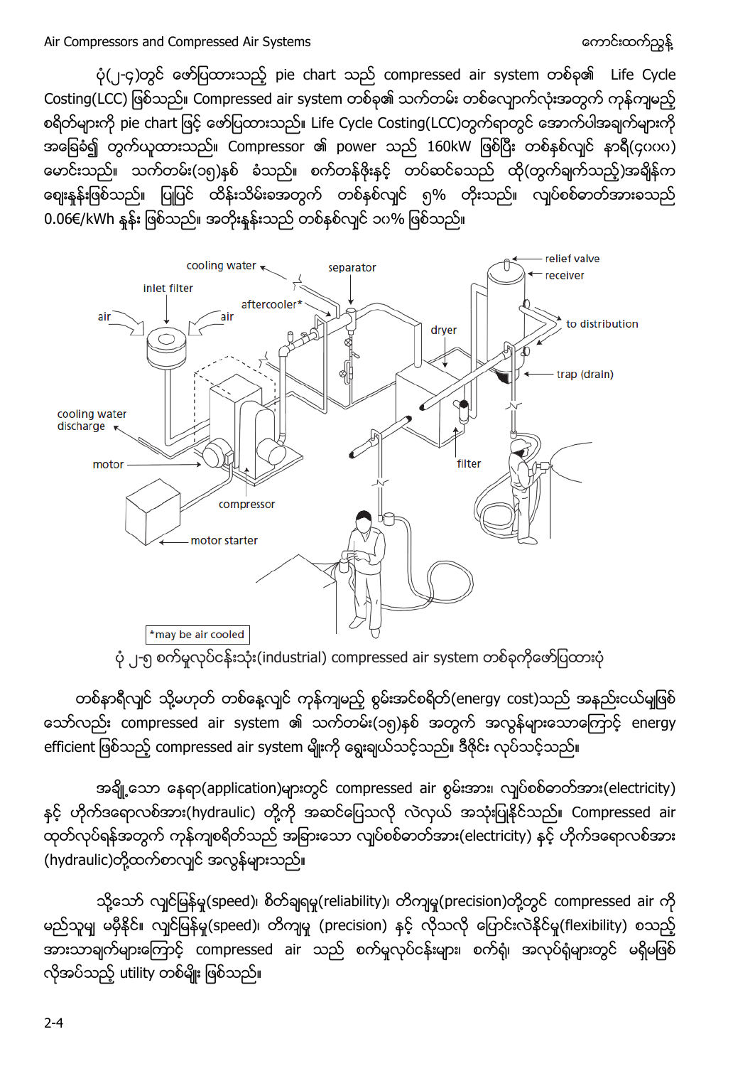ပုံ(၂-၄)တွင် ဖော်ပြထားသည့် pie chart သည် compressed air system တစ်ခု၏ Life Cycle Costing(LCC) ဖြစ်သည်။ Compressed air system တစ်ခု၏ သက်တမ်း တစ်လျှောက်လုံးအတွက် ကုန်ကျမည့် စရိတ်များကို pie chart ဖြင့် ဖော်ပြထားသည်။ Life Cycle Costing(LCC)တွက်ရာတွင် အောက်ပါအချက်များကို အခြေခံ၍ တွက်ယူထားသည်။ Compressor ၏ power သည် 160kW ဖြစ်ပြီး တစ်နှစ်လျှင် နာရီ(၄၀၀၀) မောင်းသည်။ သက်တမ်း(၁၅)နှစ် ခံသည်။ စက်တန်ဖိုးနှင့် တပ်ဆင်ခသည် ထို(တွက်ချက်သည့်)အချိန်က ဈေးနှုန်းဖြစ်သည်။ ပြုပြင် ထိန်းသိမ်းခအတွက် တစ်နှစ်လျှင် ၅% တိုးသည်။ လျှပ်စစ်ဓာတ်အားခသည် 0.06€/kWh နှုန်း ဖြစ်သည်။ အတိုးနှုန်းသည် တစ်နှစ်လျှင် ၁၀% ဖြစ်သည်။

ပုံ ၂-၅ စက်မှုလုပ်ငန်းသုံး(industrial) compressed air system တစ်ခုကိုဖော်ပြထားပုံ

တစ်နာရီလျှင် သို့မဟုတ် တစ်နေ့လျှင် ကုန်ကျမည့် စွမ်းအင်စရိတ်(energy cost)သည် အနည်းငယ်မျှဖြစ်သော်လည်း compressed air system ၏ သက်တမ်း(၁၅)နှစ် အတွက် အလွန်များသောကြောင့် energy efficient ဖြစ်သည့် compressed air system မျိုးကို ရွေးချယ်သင့်သည်။ ဒီဇိုင်း လုပ်သင့်သည်။

အချို့သော နေရာ(application)များတွင် compressed air စွမ်းအား၊ လျှပ်စစ်ဓာတ်အား(electricity) နှင့် ဟိုက်ဒရောလစ်အား(hydraulic) တို့ကို အဆင်ပြေသလို လဲလှယ် အသုံးပြုနိုင်သည်။ Compressed air ထုတ်လုပ်ရန်အတွက် ကုန်ကျစရိတ်သည် အခြားသော လျှပ်စစ်ဓာတ်အား(electricity) နှင့် ဟိုက်ဒရောလစ်အား (hydraulic)တို့ထက်စာလျှင် အလွန်များသည်။

သို့သော် လျင်မြန်မှု(speed)၊ စိတ်ချရမှု(reliability)၊ တိကျမှု(precision)တို့တွင် compressed air ကို မည်သူမျှ မမှီနိုင်။ လျင်မြန်မှု(speed)၊ တိကျမှု (precision) နှင့် လိုသလို ပြောင်းလဲနိုင်မှု(flexibility) စသည့် အားသာချက်များကြောင့် compressed air သည် စက်မှုလုပ်ငန်းများ၊ စက်ရုံ၊ အလုပ်ရုံများတွင် မရှိမဖြစ်လိုအပ်သည့် utility တစ်မျိုး ဖြစ်သည်။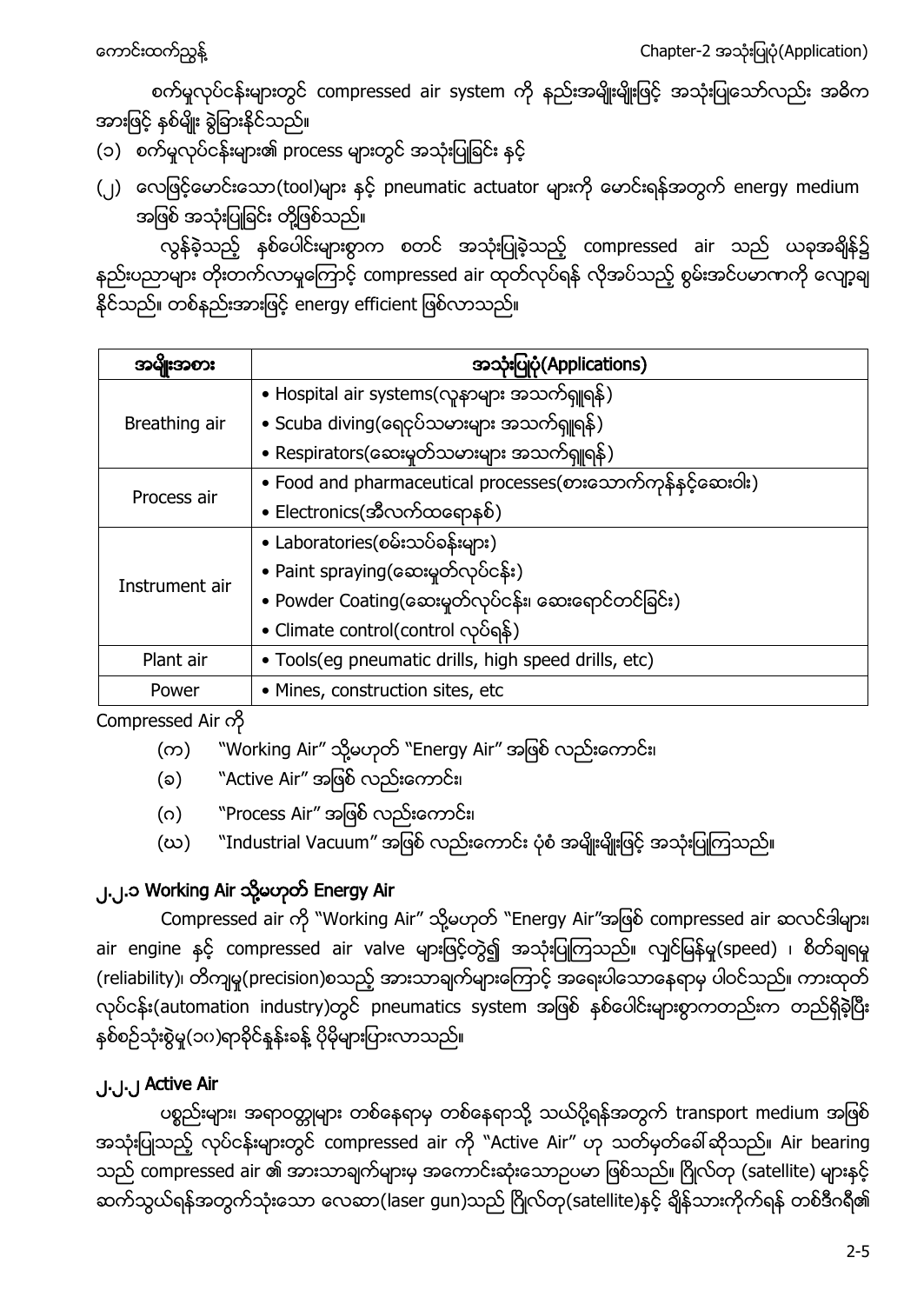စက်မှုလုပ်ငန်းများတွင် compressed air system ကို နည်းအမျိုးမျိုးဖြင့် အသုံးပြုသော်လည်း အဓိက အားဖြင့် နှစ်မျိုး ခွဲခြားနိုင်သည်။

(၁) စက်မှုလုပ်ငန်းများ၏ process များတွင် အသုံးပြုခြင်း နှင့်

(၂) လေဖြင့်မောင်းသော(tool)များ နှင့် pneumatic actuator များကို မောင်းရန်အတွက် energy medium အဖြစ် အသုံးပြုခြင်း တို့ဖြစ်သည်။

လွန်ခဲ့သည့် နှစ်ပေါင်းများစွာက စတင် အသုံးပြုခဲ့သည့် compressed air သည် ယခုအချိန်၌ နည်းပညာများ တိုးတက်လာမှုကြောင့် compressed air ထုတ်လုပ်ရန် လိုအပ်သည့် စွမ်းအင်ပမာဏကို လျော့ချနိုင်သည်။ တစ်နည်းအားဖြင့် energy efficient ဖြစ်လာသည်။

| အမျိုးအစား | အသုံးပြုပုံ(Applications) |
|---|---|
| Breathing air | • Hospital air systems(လူနာများ အသက်ရှူရန်)<br>• Scuba diving(ရေငုပ်သမားများ အသက်ရှူရန်)<br>• Respirators(ဆေးမှုတ်သမားများ အသက်ရှူရန်) |
| Process air | • Food and pharmaceutical processes(စားသောက်ကုန်နှင့်ဆေးဝါး)<br>• Electronics(အီလက်ထရောနစ်) |
| Instrument air | • Laboratories(စမ်းသပ်ခန်းများ)<br>• Paint spraying(ဆေးမှုတ်လုပ်ငန်း)<br>• Powder Coating(ဆေးမှုတ်လုပ်ငန်း၊ ဆေးရောင်တင်ခြင်း)<br>• Climate control(control လုပ်ရန်) |
| Plant air | • Tools(eg pneumatic drills, high speed drills, etc) |
| Power | • Mines, construction sites, etc |

Compressed Air ကို

(က) "Working Air" သို့မဟုတ် "Energy Air" အဖြစ် လည်းကောင်း၊

(ခ) "Active Air" အဖြစ် လည်းကောင်း၊

(ဂ) "Process Air" အဖြစ် လည်းကောင်း၊

(ဃ) "Industrial Vacuum" အဖြစ် လည်းကောင်း ပုံစံ အမျိုးမျိုးဖြင့် အသုံးပြုကြသည်။

## ၂.၂.၁ Working Air သို့မဟုတ် Energy Air

Compressed air ကို "Working Air" သို့မဟုတ် "Energy Air"အဖြစ် compressed air ဆလင်ဒါများ၊ air engine နှင့် compressed air valve များဖြင့်တွဲ၍ အသုံးပြုကြသည်။ လျှင်မြန်မှု(speed) ၊ စိတ်ချရမှု (reliability)၊ တိကျမှု(precision)စသည့် အားသာချက်များကြောင့် အရေးပါသောနေရာမှ ပါဝင်သည်။ ကားထုတ်လုပ်ငန်း(automation industry)တွင် pneumatics system အဖြစ် နှစ်ပေါင်းများစွာကတည်းက တည်ရှိခဲ့ပြီး နှစ်စဉ်သုံးစွဲမှု(၁၀)ရာခိုင်နှုန်းခန့် ပိုမိုများပြားလာသည်။

## ၂.၂.၂ Active Air

ပစ္စည်းများ၊ အရာဝတ္ထုများ တစ်နေရာမှ တစ်နေရာသို့ သယ်ပို့ရန်အတွက် transport medium အဖြစ် အသုံးပြုသည့် လုပ်ငန်းများတွင် compressed air ကို "Active Air" ဟု သတ်မှတ်ခေါ်ဆိုသည်။ Air bearing သည် compressed air ၏ အားသာချက်များမှ အကောင်းဆုံးသောဥပမာ ဖြစ်သည်။ ဂြိုလ်တု (satellite) များနှင့် ဆက်သွယ်ရန်အတွက်သုံးသော လေဆာ(laser gun)သည် ဂြိုလ်တု(satellite)နှင့် ချိန်သားကိုက်ရန် တစ်ဒီဂရီ၏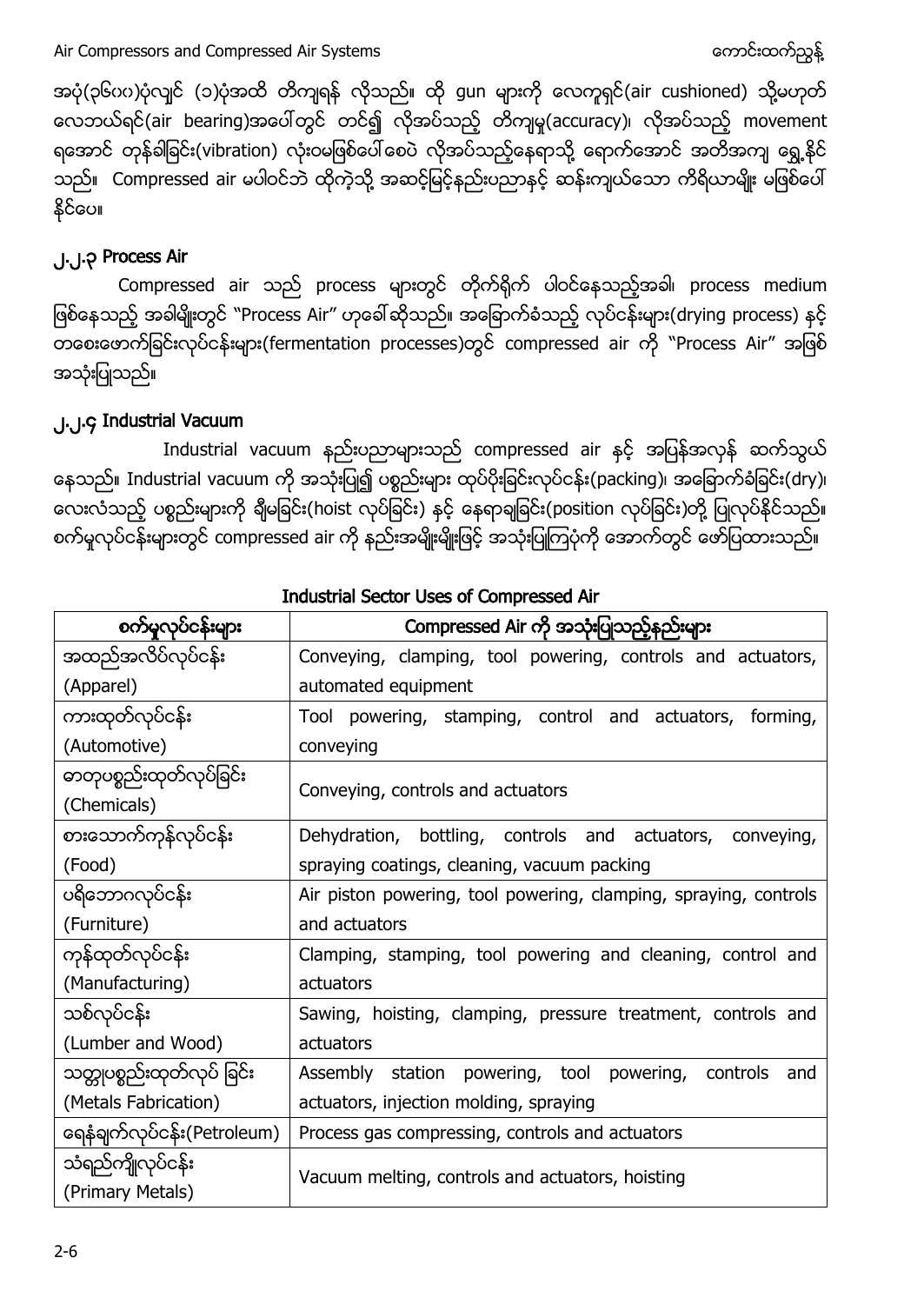အပုံ(၃၆ဂ၀)ပုံလျှင် (၁)ပုံအထိ တိကျရန် လိုသည်။ ထို gun များကို လေကူရှင်(air cushioned) သို့မဟုတ် လေဘယ်ရင်(air bearing)အပေါ်တွင် တင်၍ လိုအပ်သည့် တိကျမှု(accuracy)၊ လိုအပ်သည့် movement ရအောင် တုန်ခါခြင်း(vibration) လုံးဝမဖြစ်ပေါ်စေပဲ လိုအပ်သည့်နေရာသို့ ရောက်အောင် အတိအကျ ရွှေ့နိုင်သည်။ Compressed air မပါဝင်ဘဲ ထိုကဲ့သို့ အဆင့်မြင့်နည်းပညာနှင့် ဆန်းကျယ်သော ကိရိယာမျိုး မဖြစ်ပေါ်နိုင်ပေ။

### ၂.၂.၃ Process Air

Compressed air သည် process များတွင် တိုက်ရိုက် ပါဝင်နေသည့်အခါ၊ process medium ဖြစ်နေသည့် အခါမျိုးတွင် "Process Air" ဟုခေါ်ဆိုသည်။ အခြောက်ခံသည့် လုပ်ငန်းများ(drying process) နှင့် တစေးဖောက်ခြင်းလုပ်ငန်းများ(fermentation processes)တွင် compressed air ကို "Process Air" အဖြစ် အသုံးပြုသည်။

### ၂.၂.၄ Industrial Vacuum

Industrial vacuum နည်းပညာများသည် compressed air နှင့် အပြန်အလှန် ဆက်သွယ်နေသည်။ Industrial vacuum ကို အသုံးပြု၍ ပစ္စည်းများ ထုပ်ပိုးခြင်းလုပ်ငန်း(packing)၊ အခြောက်ခံခြင်း(dry)၊ လေးလံသည့် ပစ္စည်းများကို ချီမခြင်း(hoist လုပ်ခြင်း) နှင့် နေရာချခြင်း(position လုပ်ခြင်း)တို့ ပြုလုပ်နိုင်သည်။ စက်မှုလုပ်ငန်းများတွင် compressed air ကို နည်းအမျိုးမျိုးဖြင့် အသုံးပြုကြပုံကို အောက်တွင် ဖော်ပြထားသည်။

**Industrial Sector Uses of Compressed Air**

| စက်မှုလုပ်ငန်းများ | Compressed Air ကို အသုံးပြုသည့်နည်းများ |
|---|---|
| အထည်အလိပ်လုပ်ငန်း (Apparel) | Conveying, clamping, tool powering, controls and actuators, automated equipment |
| ကားထုတ်လုပ်ငန်း (Automotive) | Tool powering, stamping, control and actuators, forming, conveying |
| ဓာတုပစ္စည်းထုတ်လုပ်ခြင်း (Chemicals) | Conveying, controls and actuators |
| စားသောက်ကုန်လုပ်ငန်း (Food) | Dehydration, bottling, controls and actuators, conveying, spraying coatings, cleaning, vacuum packing |
| ပရိဘောဂလုပ်ငန်း (Furniture) | Air piston powering, tool powering, clamping, spraying, controls and actuators |
| ကုန်ထုတ်လုပ်ငန်း (Manufacturing) | Clamping, stamping, tool powering and cleaning, control and actuators |
| သစ်လုပ်ငန်း (Lumber and Wood) | Sawing, hoisting, clamping, pressure treatment, controls and actuators |
| သတ္တုပစ္စည်းထုတ်လုပ် ခြင်း (Metals Fabrication) | Assembly station powering, tool powering, controls and actuators, injection molding, spraying |
| ရေနံချက်လုပ်ငန်း(Petroleum) | Process gas compressing, controls and actuators |
| သံရည်ကျိုလုပ်ငန်း (Primary Metals) | Vacuum melting, controls and actuators, hoisting |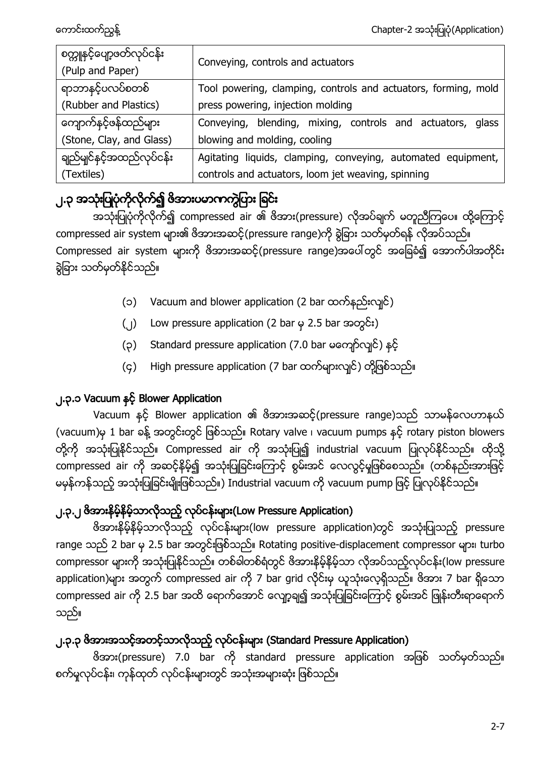| စက္ကူနှင့်ပျော့ဖတ်လုပ်ငန်း (Pulp and Paper) | Conveying, controls and actuators |
| --- | --- |
| ရာဘာနှင့်ပလပ်စတစ် (Rubber and Plastics) | Tool powering, clamping, controls and actuators, forming, mold press powering, injection molding |
| ကျောက်နှင့်ဖန်ထည်များ (Stone, Clay, and Glass) | Conveying, blending, mixing, controls and actuators, glass blowing and molding, cooling |
| ချည်မျှင်နှင့်အထည်လုပ်ငန်း (Textiles) | Agitating liquids, clamping, conveying, automated equipment, controls and actuators, loom jet weaving, spinning |

## ၂.၃ အသုံးပြုပုံကိုလိုက်၍ ဖိအားပမာဏကွဲပြား ခြင်း

အသုံးပြုပုံကိုလိုက်၍ compressed air ၏ ဖိအား(pressure) လိုအပ်ချက် မတူညီကြပေ။ ထို့ကြောင့် compressed air system များ၏ ဖိအားအဆင့်(pressure range)ကို ခွဲခြား သတ်မှတ်ရန် လိုအပ်သည်။ Compressed air system များကို ဖိအားအဆင့်(pressure range)အပေါ်တွင် အခြေခံ၍ အောက်ပါအတိုင်း ခွဲခြား သတ်မှတ်နိုင်သည်။

(၁) Vacuum and blower application (2 bar ထက်နည်းလျှင်)

(၂) Low pressure application (2 bar မှ 2.5 bar အတွင်း)

(၃) Standard pressure application (7.0 bar မကျော်လျှင်) နှင့်

(၄) High pressure application (7 bar ထက်များလျှင်) တို့ဖြစ်သည်။

### ၂.၃.၁ Vacuum နှင့် Blower Application

Vacuum နှင့် Blower application ၏ ဖိအားအဆင့်(pressure range)သည် သာမန်လေဟာနယ် (vacuum)မှ 1 bar ခန့် အတွင်းတွင် ဖြစ်သည်။ Rotary valve ၊ vacuum pumps နှင့် rotary piston blowers တို့ကို အသုံးပြုနိုင်သည်။ Compressed air ကို အသုံးပြု၍ industrial vacuum ပြုလုပ်နိုင်သည်။ ထိုသို့ compressed air ကို အဆင့်နိမ့်၍ အသုံးပြုခြင်းကြောင့် စွမ်းအင် လေလွင့်မှုဖြစ်စေသည်။ (တစ်နည်းအားဖြင့် မမှန်ကန်သည့် အသုံးပြုခြင်းမျိုးဖြစ်သည်။) Industrial vacuum ကို vacuum pump ဖြင့် ပြုလုပ်နိုင်သည်။

### ၂.၃.၂ ဖိအားနိမ့်နိမ့်သာလိုသည့် လုပ်ငန်းများ(Low Pressure Application)

ဖိအားနိမ့်နိမ့်သာလိုသည့် လုပ်ငန်းများ(low pressure application)တွင် အသုံးပြုသည့် pressure range သည် 2 bar မှ 2.5 bar အတွင်းဖြစ်သည်။ Rotating positive-displacement compressor များ၊ turbo compressor များကို အသုံးပြုနိုင်သည်။ တစ်ခါတစ်ရံတွင် ဖိအားနိမ့်နိမ့်သာ လိုအပ်သည့်လုပ်ငန်း(low pressure application)များ အတွက် compressed air ကို 7 bar grid လိုင်းမှ ယူသုံးလေ့ရှိသည်။ ဖိအား 7 bar ရှိသော compressed air ကို 2.5 bar အထိ ရောက်အောင် လျှော့ချ၍ အသုံးပြုခြင်းကြောင့် စွမ်းအင် ဖြုန်းတီးရာရောက်သည်။

### ၂.၃.၃ ဖိအားအသင့်အတင့်သာလိုသည့် လုပ်ငန်းများ (Standard Pressure Application)

ဖိအား(pressure) 7.0 bar ကို standard pressure application အဖြစ် သတ်မှတ်သည်။ စက်မှုလုပ်ငန်း၊ ကုန်ထုတ် လုပ်ငန်းများတွင် အသုံးအများဆုံး ဖြစ်သည်။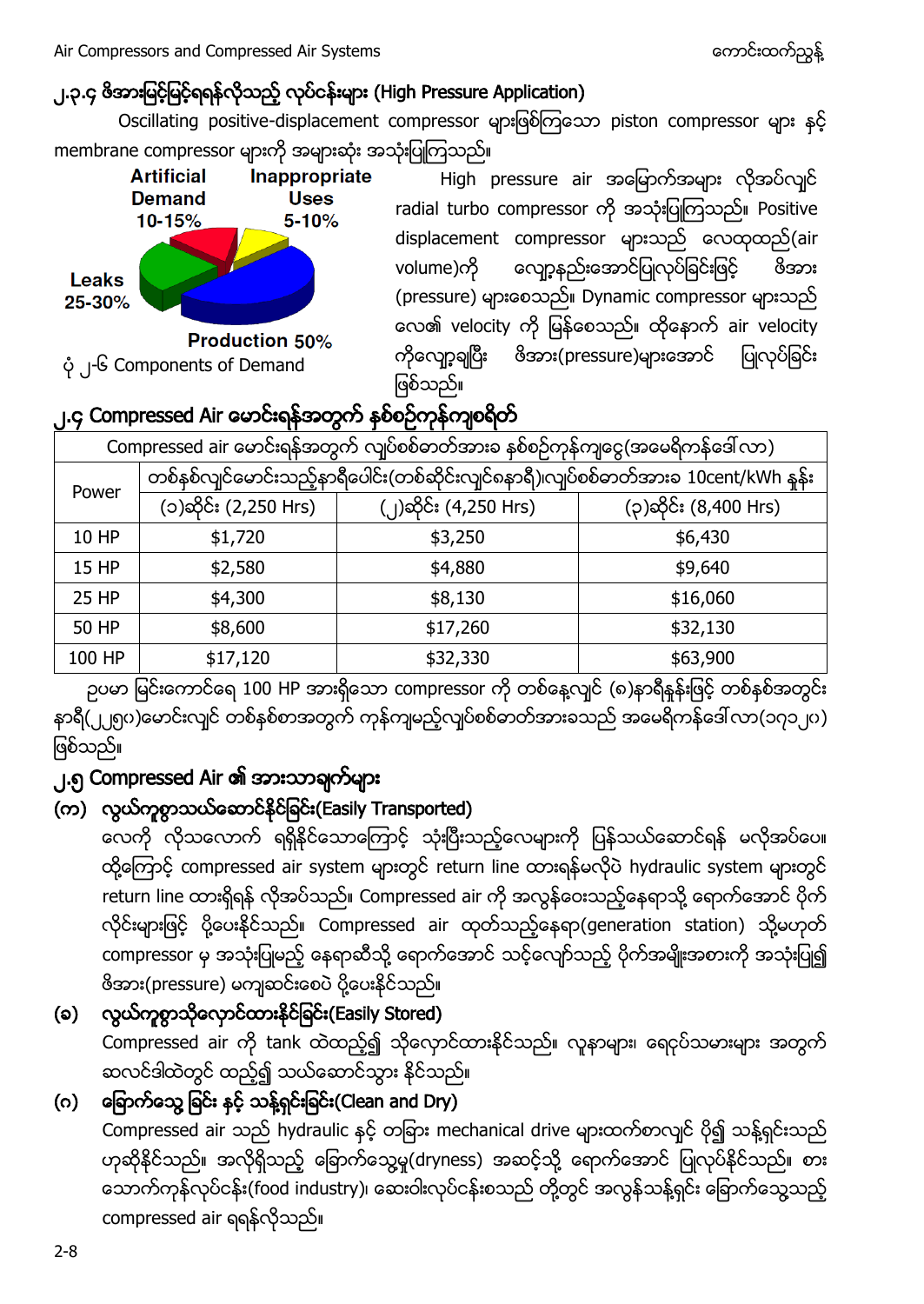## ၂.၃.၄ ဖိအားမြင့်မြင့်ရရန်လိုသည့် လုပ်ငန်းများ (High Pressure Application)

Oscillating positive-displacement compressor များဖြစ်ကြသော piston compressor များ နှင့် membrane compressor များကို အများဆုံး အသုံးပြုကြသည်။

Artificial Demand 10-15%

Inappropriate Uses 5-10%

Leaks 25-30%

Production 50%

ပုံ ၂-၆ Components of Demand

High pressure air အမြောက်အများ လိုအပ်လျှင် radial turbo compressor ကို အသုံးပြုကြသည်။ Positive displacement compressor များသည် လေထုထည်(air volume)ကို လျော့နည်းအောင်ပြုလုပ်ခြင်းဖြင့် ဖိအား (pressure) များစေသည်။ Dynamic compressor များသည် လေ၏ velocity ကို မြန်စေသည်။ ထို့နောက် air velocity ကိုလျှော့ချပြီး ဖိအား(pressure)များအောင် ပြုလုပ်ခြင်းဖြစ်သည်။

## ၂.၄ Compressed Air မောင်းရန်အတွက် နှစ်စဉ်ကုန်ကျစရိတ်

| Compressed air မောင်းရန်အတွက် လျှပ်စစ်ဓာတ်အားခ နှစ်စဉ်ကုန်ကျငွေ(အမေရိကန်ဒေါ်လာ) | | | |
|---|---|---|---|
| Power | တစ်နှစ်လျှင်မောင်းသည့်နာရီပေါင်း(တစ်ဆိုင်းလျှင်၈နာရီ)၊လျှပ်စစ်ဓာတ်အားခ 10cent/kWh နှုန်း | | |
| | (၁)ဆိုင်း (2,250 Hrs) | (၂)ဆိုင်း (4,250 Hrs) | (၃)ဆိုင်း (8,400 Hrs) |
| 10 HP | $1,720 | $3,250 | $6,430 |
| 15 HP | $2,580 | $4,880 | $9,640 |
| 25 HP | $4,300 | $8,130 | $16,060 |
| 50 HP | $8,600 | $17,260 | $32,130 |
| 100 HP | $17,120 | $32,330 | $63,900 |

ဥပမာ မြင်းကောင်ရေ 100 HP အားရှိသော compressor ကို တစ်နေ့လျှင် (၈)နာရီနှုန်းဖြင့် တစ်နှစ်အတွင်း နာရီ(၂၂၅၀)မောင်းလျှင် တစ်နှစ်စာအတွက် ကုန်ကျမည့်လျှပ်စစ်ဓာတ်အားခသည် အမေရိကန်ဒေါ်လာ(၁၇၁၂၀) ဖြစ်သည်။

## ၂.၅ Compressed Air ၏ အားသာချက်များ

**(က) လွယ်ကူစွာသယ်ဆောင်နိုင်ခြင်း(Easily Transported)**

လေကို လိုသလောက် ရရှိနိုင်သောကြောင့် သုံးပြီးသည့်လေများကို ပြန်သယ်ဆောင်ရန် မလိုအပ်ပေ။ ထို့ကြောင့် compressed air system များတွင် return line ထားရန်မလိုပဲ hydraulic system များတွင် return line ထားရှိရန် လိုအပ်သည်။ Compressed air ကို အလွန်ဝေးသည့်နေရာသို့ ရောက်အောင် ပိုက်လိုင်းများဖြင့် ပို့ပေးနိုင်သည်။ Compressed air ထုတ်သည့်နေရာ(generation station) သို့မဟုတ် compressor မှ အသုံးပြုမည့် နေရာဆီသို့ ရောက်အောင် သင့်လျော်သည့် ပိုက်အမျိုးအစားကို အသုံးပြု၍ ဖိအား(pressure) မကျဆင်းစေပဲ ပို့ပေးနိုင်သည်။

**(ခ) လွယ်ကူစွာသိုလှောင်ထားနိုင်ခြင်း(Easily Stored)**

Compressed air ကို tank ထဲထည့်၍ သိုလှောင်ထားနိုင်သည်။ လူနာများ၊ ရေငုပ်သမားများ အတွက် ဆလင်ဒါထဲတွင် ထည့်၍ သယ်ဆောင်သွား နိုင်သည်။

**(ဂ) ခြောက်သွေ့ ခြင်း နှင့် သန့်ရှင်းခြင်း(Clean and Dry)**

Compressed air သည် hydraulic နှင့် တခြား mechanical drive များထက်စာလျှင် ပို၍ သန့်ရှင်းသည် ဟုဆိုနိုင်သည်။ အလိုရှိသည့် ခြောက်သွေ့မှု(dryness) အဆင့်သို့ ရောက်အောင် ပြုလုပ်နိုင်သည်။ စားသောက်ကုန်လုပ်ငန်း(food industry)၊ ဆေးဝါးလုပ်ငန်းစသည် တို့တွင် အလွန်သန့်ရှင်း ခြောက်သွေ့သည့် compressed air ရရန်လိုသည်။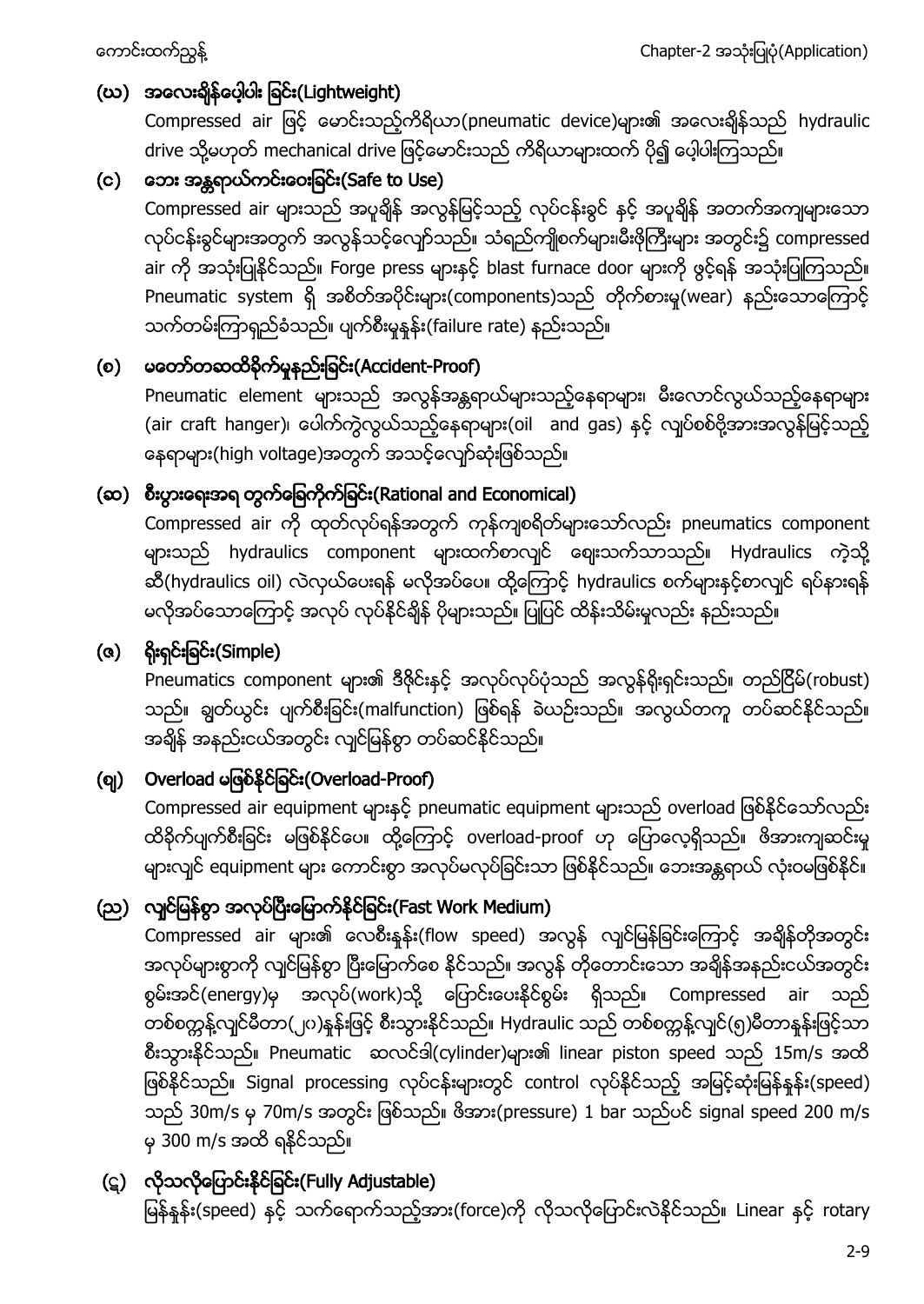### (ယ) အလေးချိန်ပေါ့ပါး ခြင်း(Lightweight)

Compressed air ဖြင့် မောင်းသည့်ကိရိယာ(pneumatic device)များ၏ အလေးချိန်သည် hydraulic drive သို့မဟုတ် mechanical drive ဖြင့်မောင်းသည် ကိရိယာများထက် ပို၍ ပေါ့ပါးကြသည်။

### (ဂ) ဘေး အန္တရာယ်ကင်းဝေးခြင်း(Safe to Use)

Compressed air များသည် အပူချိန် အလွန်မြင့်သည့် လုပ်ငန်းခွင် နှင့် အပူချိန် အတက်အကျများသော လုပ်ငန်းခွင်များအတွက် အလွန်သင့်လျော်သည်။ သံရည်ကျိုစက်များ၊မီးဖိုကြီးများ အတွင်း၌ compressed air ကို အသုံးပြုနိုင်သည်။ Forge press များနှင့် blast furnace door များကို ဖွင့်ရန် အသုံးပြုကြသည်။ Pneumatic system ရှိ အစိတ်အပိုင်းများ(components)သည် တိုက်စားမှု(wear) နည်းသောကြောင့် သက်တမ်းကြာရှည်ခံသည်။ ပျက်စီးမှုနှုန်း(failure rate) နည်းသည်။

### (စ) မတော်တဆထိခိုက်မှုနည်းခြင်း(Accident-Proof)

Pneumatic element များသည် အလွန်အန္တရာယ်များသည့်နေရာများ၊ မီးလောင်လွယ်သည့်နေရာများ (air craft hanger)၊ ပေါက်ကွဲလွယ်သည့်နေရာများ(oil and gas) နှင့် လျှပ်စစ်ဗို့အားအလွန်မြင့်သည့် နေရာများ(high voltage)အတွက် အသင့်လျော်ဆုံးဖြစ်သည်။

### (ဆ) စီးပွားရေးအရ တွက်ခြေကိုက်ခြင်း(Rational and Economical)

Compressed air ကို ထုတ်လုပ်ရန်အတွက် ကုန်ကျစရိတ်များသော်လည်း pneumatics component များသည် hydraulics component များထက်စာလျှင် ဈေးသက်သာသည်။ Hydraulics ကဲ့သို့ ဆီ(hydraulics oil) လဲလှယ်ပေးရန် မလိုအပ်ပေ။ ထို့ကြောင့် hydraulics စက်များနှင့်စာလျှင် ရပ်နားရန် မလိုအပ်သောကြောင့် အလုပ် လုပ်နိုင်ချိန် ပိုများသည်။ ပြုပြင် ထိန်းသိမ်းမှုလည်း နည်းသည်။

### (ဇ) ရိုးရှင်းခြင်း(Simple)

Pneumatics component များ၏ ဒီဇိုင်းနှင့် အလုပ်လုပ်ပုံသည် အလွန်ရိုးရှင်းသည်။ တည်ငြိမ်(robust) သည်။ ချွတ်ယွင်း ပျက်စီးခြင်း(malfunction) ဖြစ်ရန် ခဲယဉ်းသည်။ အလွယ်တကူ တပ်ဆင်နိုင်သည်။ အချိန် အနည်းငယ်အတွင်း လျင်မြန်စွာ တပ်ဆင်နိုင်သည်။

### (ဈ) Overload မဖြစ်နိုင်ခြင်း(Overload-Proof)

Compressed air equipment များနှင့် pneumatic equipment များသည် overload ဖြစ်နိုင်သော်လည်း ထိခိုက်ပျက်စီးခြင်း မဖြစ်နိုင်ပေ။ ထို့ကြောင့် overload-proof ဟု ပြောလေ့ရှိသည်။ ဖိအားကျဆင်းမှု များလျှင် equipment များ ကောင်းစွာ အလုပ်မလုပ်ခြင်းသာ ဖြစ်နိုင်သည်။ ဘေးအန္တရာယ် လုံးဝမဖြစ်နိုင်။

### (ည) လျှင်မြန်စွာ အလုပ်ပြီးမြောက်နိုင်ခြင်း(Fast Work Medium)

Compressed air များ၏ လေစီးနှုန်း(flow speed) အလွန် လျှင်မြန်ခြင်းကြောင့် အချိန်တိုအတွင်း အလုပ်များစွာကို လျှင်မြန်စွာ ပြီးမြောက်စေ နိုင်သည်။ အလွန် တိုတောင်းသော အချိန်အနည်းငယ်အတွင်း စွမ်းအင်(energy)မှ အလုပ်(work)သို့ ပြောင်းပေးနိုင်စွမ်း ရှိသည်။ Compressed air သည် တစ်စက္ကန့်လျှင်မီတာ(၂၀)နှုန်းဖြင့် စီးသွားနိုင်သည်။ Hydraulic သည် တစ်စက္ကန့်လျှင်(၅)မီတာနှုန်းဖြင့်သာ စီးသွားနိုင်သည်။ Pneumatic ဆလင်ဒါ(cylinder)များ၏ linear piston speed သည် 15m/s အထိ ဖြစ်နိုင်သည်။ Signal processing လုပ်ငန်းများတွင် control လုပ်နိုင်သည့် အမြင့်ဆုံးမြန်နှုန်း(speed) သည် 30m/s မှ 70m/s အတွင်း ဖြစ်သည်။ ဖိအား(pressure) 1 bar သည်ပင် signal speed 200 m/s မှ 300 m/s အထိ ရနိုင်သည်။

### (ဋ) လိုသလိုပြောင်းနိုင်ခြင်း(Fully Adjustable)

မြန်နှုန်း(speed) နှင့် သက်ရောက်သည့်အား(force)ကို လိုသလိုပြောင်းလဲနိုင်သည်။ Linear နှင့် rotary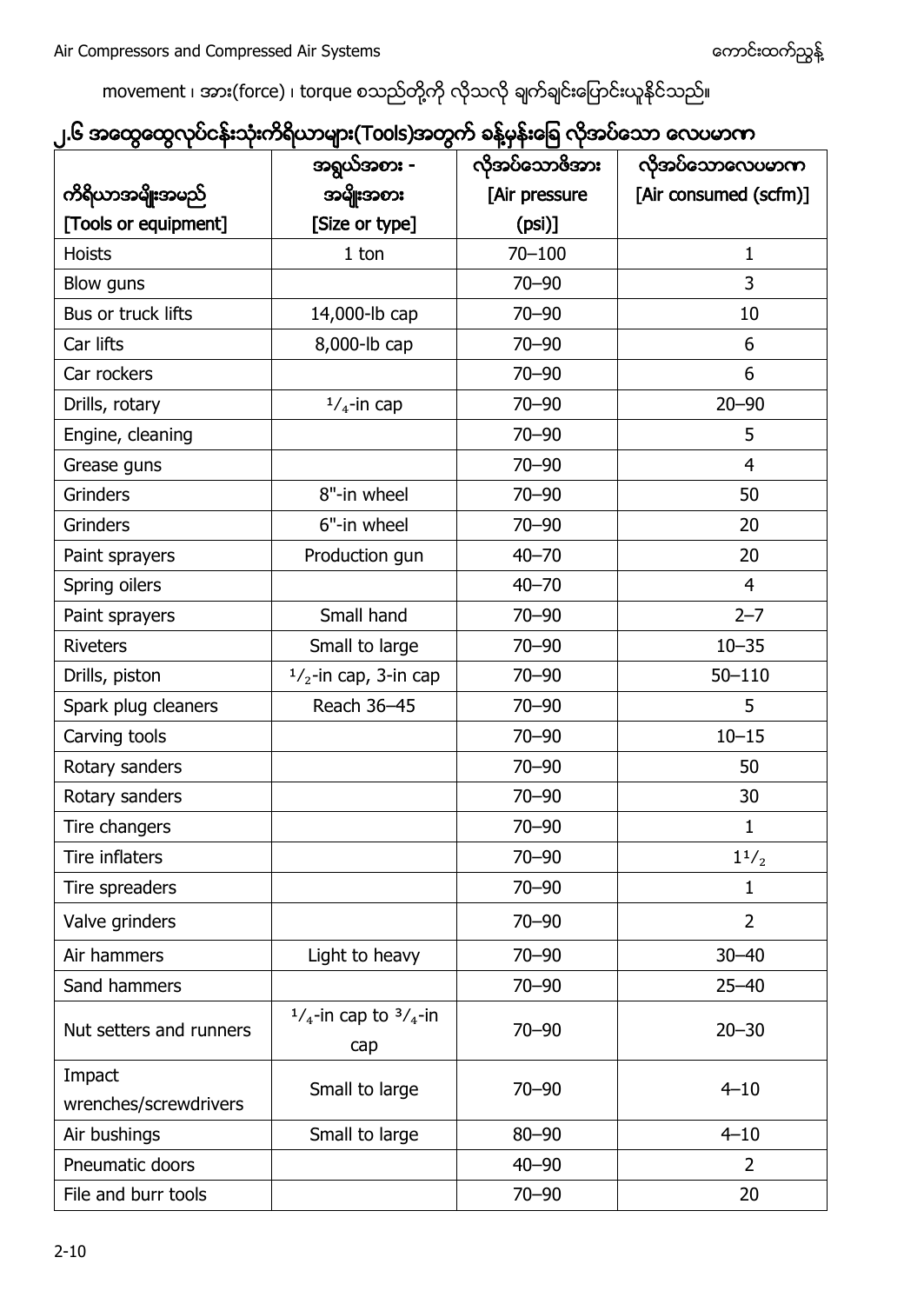movement ၊ အား(force) ၊ torque စသည်တို့ကို လိုသလို ချက်ချင်းပြောင်းယူနိုင်သည်။

## ၂.၆ အထွေထွေလုပ်ငန်းသုံးကိရိယာများ(Tools)အတွက် ခန့်မှန်းခြေ လိုအပ်သော လေပမာဏ

| ကိရိယာအမျိုးအမည် [Tools or equipment] | အရွယ်အစား - အမျိုးအစား [Size or type] | လိုအပ်သောဖိအား [Air pressure (psi)] | လိုအပ်သောလေပမာဏ [Air consumed (scfm)] |
|---|---|---|---|
| Hoists | 1 ton | 70–100 | 1 |
| Blow guns | | 70–90 | 3 |
| Bus or truck lifts | 14,000-lb cap | 70–90 | 10 |
| Car lifts | 8,000-lb cap | 70–90 | 6 |
| Car rockers | | 70–90 | 6 |
| Drills, rotary | $^1/_4$-in cap | 70–90 | 20–90 |
| Engine, cleaning | | 70–90 | 5 |
| Grease guns | | 70–90 | 4 |
| Grinders | 8"-in wheel | 70–90 | 50 |
| Grinders | 6"-in wheel | 70–90 | 20 |
| Paint sprayers | Production gun | 40–70 | 20 |
| Spring oilers | | 40–70 | 4 |
| Paint sprayers | Small hand | 70–90 | 2–7 |
| Riveters | Small to large | 70–90 | 10–35 |
| Drills, piston | $^1/_2$-in cap, 3-in cap | 70–90 | 50–110 |
| Spark plug cleaners | Reach 36–45 | 70–90 | 5 |
| Carving tools | | 70–90 | 10–15 |
| Rotary sanders | | 70–90 | 50 |
| Rotary sanders | | 70–90 | 30 |
| Tire changers | | 70–90 | 1 |
| Tire inflaters | | 70–90 | $1^1/_2$ |
| Tire spreaders | | 70–90 | 1 |
| Valve grinders | | 70–90 | 2 |
| Air hammers | Light to heavy | 70–90 | 30–40 |
| Sand hammers | | 70–90 | 25–40 |
| Nut setters and runners | $^1/_4$-in cap to $^3/_4$-in cap | 70–90 | 20–30 |
| Impact wrenches/screwdrivers | Small to large | 70–90 | 4–10 |
| Air bushings | Small to large | 80–90 | 4–10 |
| Pneumatic doors | | 40–90 | 2 |
| File and burr tools | | 70–90 | 20 |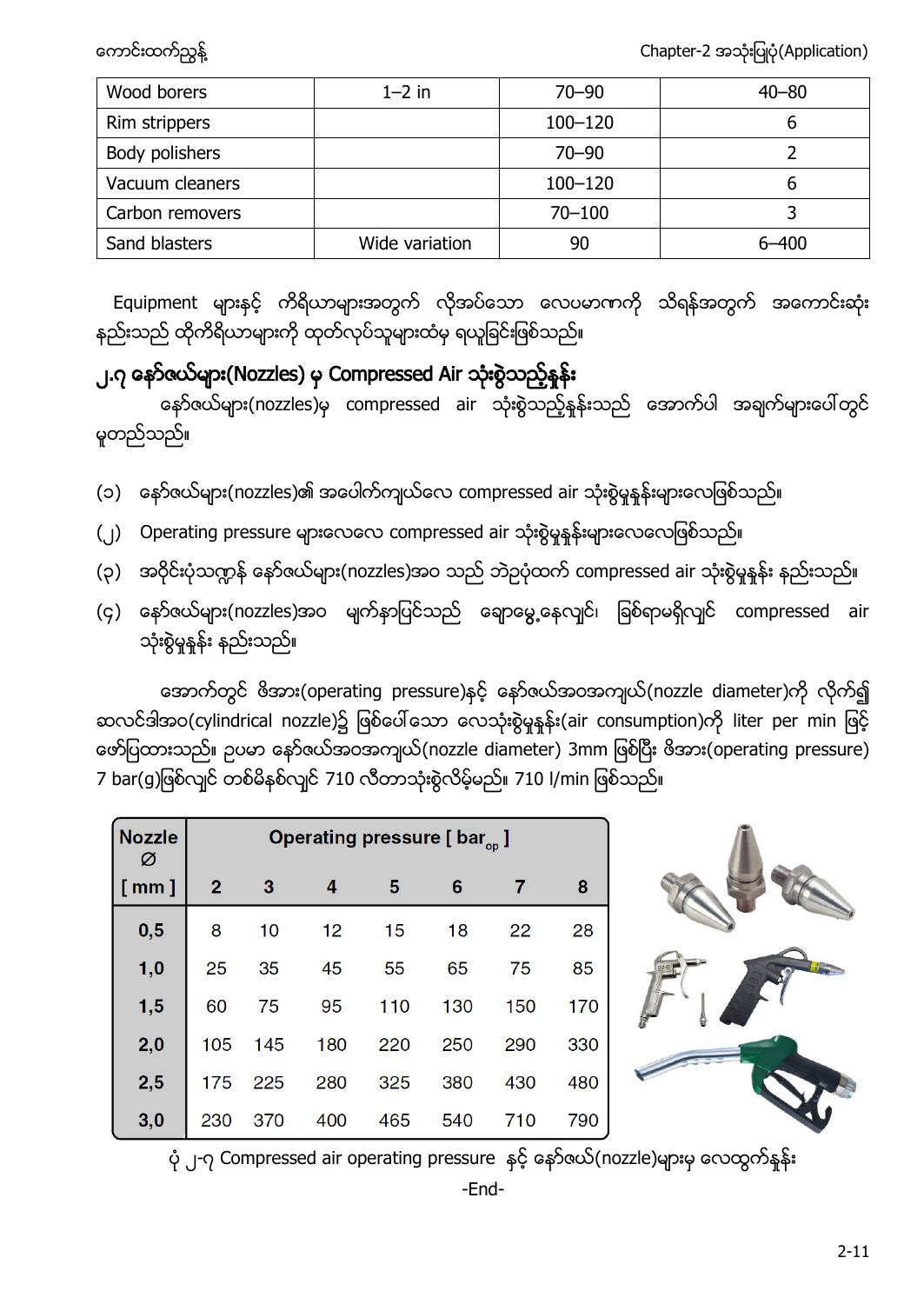| | | | |
|---|---|---|---|
| Wood borers | 1–2 in | 70–90 | 40–80 |
| Rim strippers | | 100–120 | 6 |
| Body polishers | | 70–90 | 2 |
| Vacuum cleaners | | 100–120 | 6 |
| Carbon removers | | 70–100 | 3 |
| Sand blasters | Wide variation | 90 | 6–400 |

Equipment များနှင့် ကိရိယာများအတွက် လိုအပ်သော လေပမာဏကို သိရန်အတွက် အကောင်းဆုံး နည်းသည် ထိုကိရိယာများကို ထုတ်လုပ်သူများထံမှ ရယူခြင်းဖြစ်သည်။

## ၂.၇ နော်ဇယ်များ(Nozzles) မှ Compressed Air သုံးစွဲသည့်နှုန်း

နော်ဇယ်များ(nozzles)မှ compressed air သုံးစွဲသည့်နှုန်းသည် အောက်ပါ အချက်များပေါ်တွင် မူတည်သည်။

(၁) နော်ဇယ်များ(nozzles)၏ အပေါက်ကျယ်လေ compressed air သုံးစွဲမှုနှုန်းများလေဖြစ်သည်။

(၂) Operating pressure များလေလေ compressed air သုံးစွဲမှုနှုန်းများလေလေဖြစ်သည်။

(၃) အဝိုင်းပုံသဏ္ဍာန် နော်ဇယ်များ(nozzles)အဝ သည် ဘဲဥပုံထက် compressed air သုံးစွဲမှုနှုန်း နည်းသည်။

(၄) နော်ဇယ်များ(nozzles)အဝ မျက်နှာပြင်သည် ချောမွေ့နေလျှင်၊ ခြစ်ရာမရှိလျှင် compressed air သုံးစွဲမှုနှုန်း နည်းသည်။

အောက်တွင် ဖိအား(operating pressure)နှင့် နော်ဇယ်အဝအကျယ်(nozzle diameter)ကို လိုက်၍ ဆလင်ဒါအဝ(cylindrical nozzle)၌ ဖြစ်ပေါ်သော လေသုံးစွဲမှုနှုန်း(air consumption)ကို liter per min ဖြင့် ဖော်ပြထားသည်။ ဥပမာ နော်ဇယ်အဝအကျယ်(nozzle diameter) 3mm ဖြစ်ပြီး ဖိအား(operating pressure) 7 bar(g)ဖြစ်လျှင် တစ်မိနစ်လျှင် 710 လီတာသုံးစွဲလိမ့်မည်။ 710 l/min ဖြစ်သည်။

| Nozzle Ø [ mm ] | Operating pressure [ $bar_{op}$ ] | | | | | | |
|---|---|---|---|---|---|---|---|
| | 2 | 3 | 4 | 5 | 6 | 7 | 8 |
| 0,5 | 8 | 10 | 12 | 15 | 18 | 22 | 28 |
| 1,0 | 25 | 35 | 45 | 55 | 65 | 75 | 85 |
| 1,5 | 60 | 75 | 95 | 110 | 130 | 150 | 170 |
| 2,0 | 105 | 145 | 180 | 220 | 250 | 290 | 330 |
| 2,5 | 175 | 225 | 280 | 325 | 380 | 430 | 480 |
| 3,0 | 230 | 370 | 400 | 465 | 540 | 710 | 790 |

ပုံ ၂-၇ Compressed air operating pressure နှင့် နော်ဇယ်(nozzle)များမှ လေထွက်နှုန်း

-End-